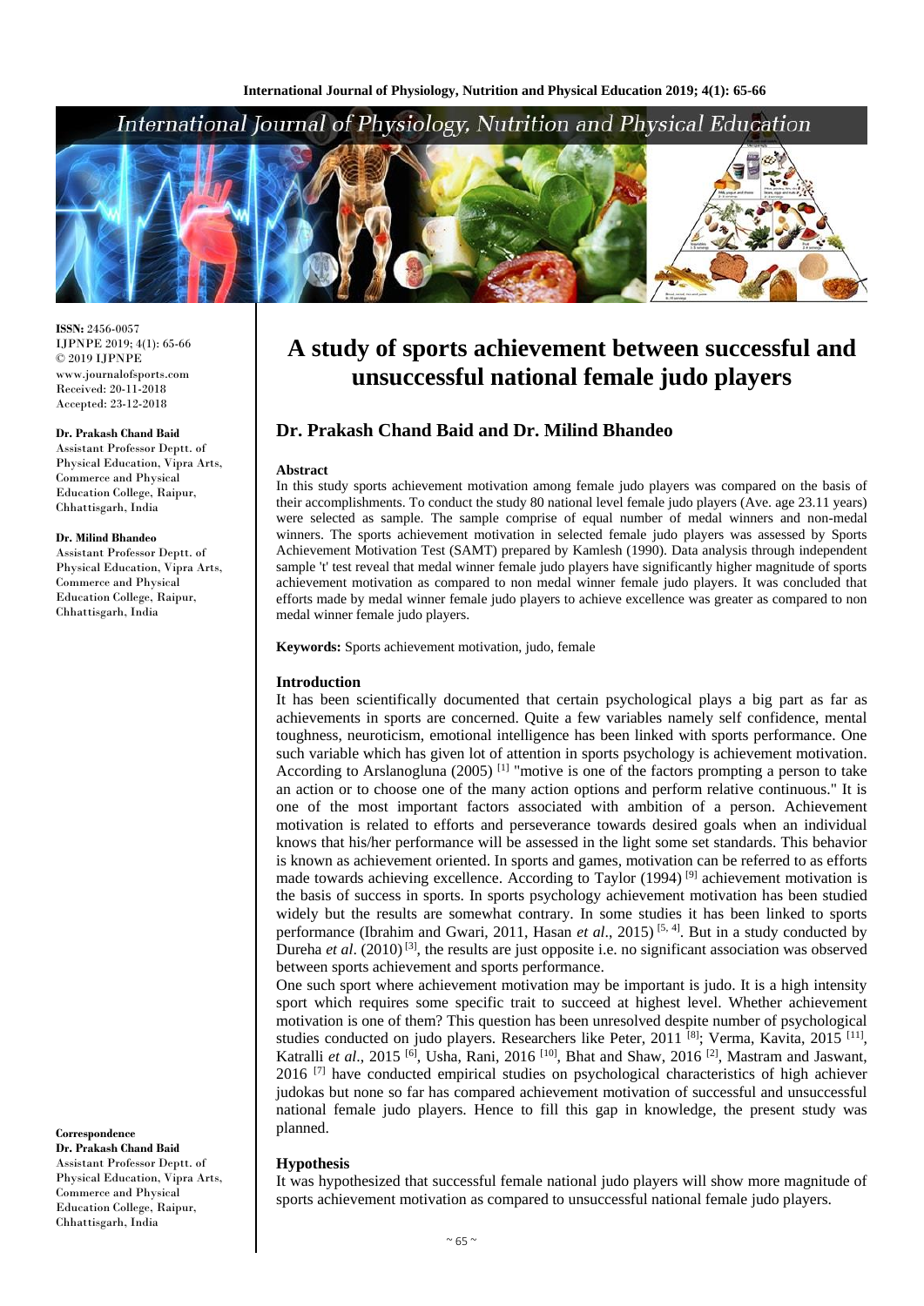# A study of sports achievement between successful and unsuccessful national female judo players

## Dr. Prakash Chand Baid and Dr. Milind Bhandeo

**ISSN:** 2456-0057
IJPNPE 2019; 4(1): 65-66
© 2019 IJPNPE
www.journalofsports.com
Received: 20-11-2018
Accepted: 23-12-2018

**Dr. Prakash Chand Baid**
Assistant Professor Deptt. of Physical Education, Vipra Arts, Commerce and Physical Education College, Raipur, Chhattisgarh, India

**Dr. Milind Bhandeo**
Assistant Professor Deptt. of Physical Education, Vipra Arts, Commerce and Physical Education College, Raipur, Chhattisgarh, India

**Correspondence**
**Dr. Prakash Chand Baid**
Assistant Professor Deptt. of Physical Education, Vipra Arts, Commerce and Physical Education College, Raipur, Chhattisgarh, India

### Abstract

In this study sports achievement motivation among female judo players was compared on the basis of their accomplishments. To conduct the study 80 national level female judo players (Ave. age 23.11 years) were selected as sample. The sample comprise of equal number of medal winners and non-medal winners. The sports achievement motivation in selected female judo players was assessed by Sports Achievement Motivation Test (SAMT) prepared by Kamlesh (1990). Data analysis through independent sample 't' test reveal that medal winner female judo players have significantly higher magnitude of sports achievement motivation as compared to non medal winner female judo players. It was concluded that efforts made by medal winner female judo players to achieve excellence was greater as compared to non medal winner female judo players.

**Keywords:** Sports achievement motivation, judo, female

### Introduction

It has been scientifically documented that certain psychological plays a big part as far as achievements in sports are concerned. Quite a few variables namely self confidence, mental toughness, neuroticism, emotional intelligence has been linked with sports performance. One such variable which has given lot of attention in sports psychology is achievement motivation. According to Arslanogluna (2005) [1] "motive is one of the factors prompting a person to take an action or to choose one of the many action options and perform relative continuous." It is one of the most important factors associated with ambition of a person. Achievement motivation is related to efforts and perseverance towards desired goals when an individual knows that his/her performance will be assessed in the light some set standards. This behavior is known as achievement oriented. In sports and games, motivation can be referred to as efforts made towards achieving excellence. According to Taylor (1994) [9] achievement motivation is the basis of success in sports. In sports psychology achievement motivation has been studied widely but the results are somewhat contrary. In some studies it has been linked to sports performance (Ibrahim and Gwari, 2011, Hasan *et al*., 2015) [5, 4]. But in a study conducted by Dureha *et al*. (2010) [3], the results are just opposite i.e. no significant association was observed between sports achievement and sports performance.

One such sport where achievement motivation may be important is judo. It is a high intensity sport which requires some specific trait to succeed at highest level. Whether achievement motivation is one of them? This question has been unresolved despite number of psychological studies conducted on judo players. Researchers like Peter, 2011 [8]; Verma, Kavita, 2015 [11], Katralli *et al*., 2015 [6], Usha, Rani, 2016 [10], Bhat and Shaw, 2016 [2], Mastram and Jaswant, 2016 [7] have conducted empirical studies on psychological characteristics of high achiever judokas but none so far has compared achievement motivation of successful and unsuccessful national female judo players. Hence to fill this gap in knowledge, the present study was planned.

### Hypothesis

It was hypothesized that successful female national judo players will show more magnitude of sports achievement motivation as compared to unsuccessful national female judo players.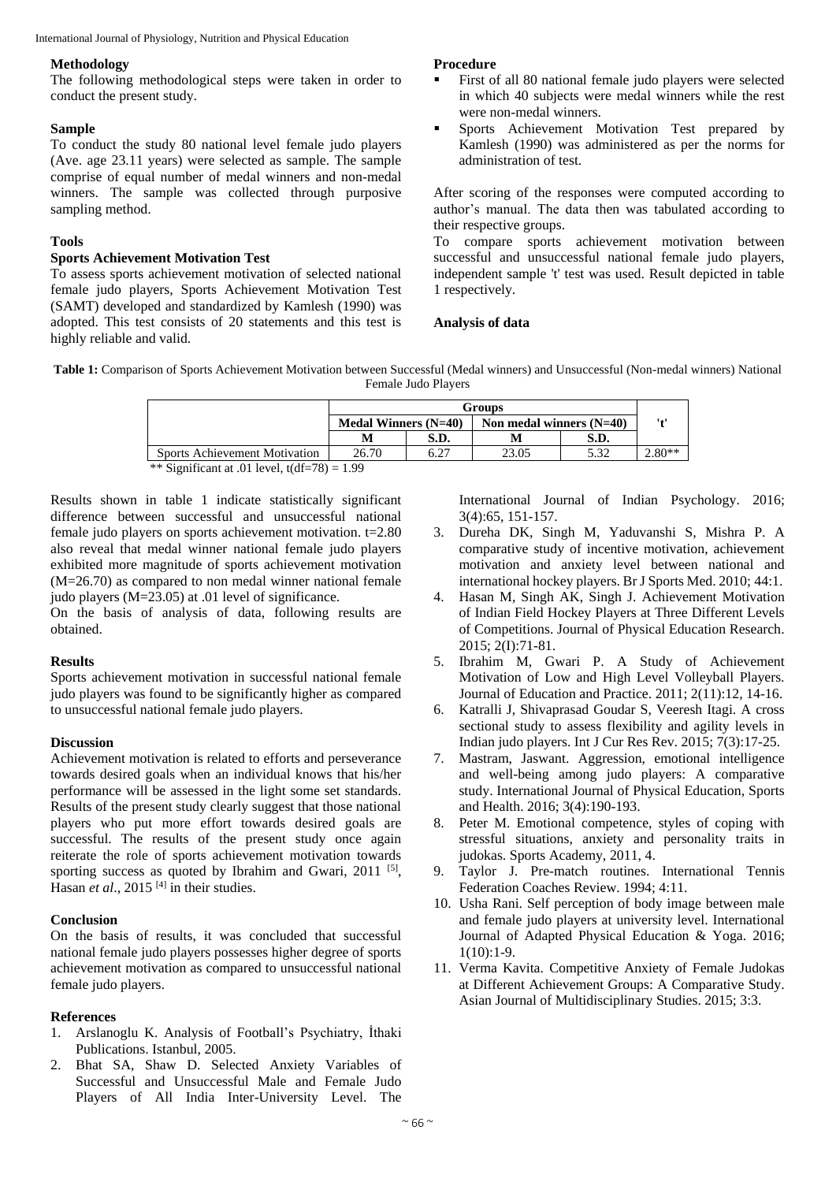## Methodology

The following methodological steps were taken in order to conduct the present study.

### Sample

To conduct the study 80 national level female judo players (Ave. age 23.11 years) were selected as sample. The sample comprise of equal number of medal winners and non-medal winners. The sample was collected through purposive sampling method.

### Tools

#### Sports Achievement Motivation Test

To assess sports achievement motivation of selected national female judo players, Sports Achievement Motivation Test (SAMT) developed and standardized by Kamlesh (1990) was adopted. This test consists of 20 statements and this test is highly reliable and valid.

### Procedure

- First of all 80 national female judo players were selected in which 40 subjects were medal winners while the rest were non-medal winners.
- Sports Achievement Motivation Test prepared by Kamlesh (1990) was administered as per the norms for administration of test.

After scoring of the responses were computed according to author's manual. The data then was tabulated according to their respective groups.

To compare sports achievement motivation between successful and unsuccessful national female judo players, independent sample 't' test was used. Result depicted in table 1 respectively.

### Analysis of data

**Table 1:** Comparison of Sports Achievement Motivation between Successful (Medal winners) and Unsuccessful (Non-medal winners) National Female Judo Players

| | Groups | | | | 't' |
|---|---|---|---|---|---|
| | Medal Winners (N=40) | | Non medal winners (N=40) | | |
| | M | S.D. | M | S.D. | |
| Sports Achievement Motivation | 26.70 | 6.27 | 23.05 | 5.32 | 2.80** |

** Significant at .01 level, t(df=78) = 1.99

Results shown in table 1 indicate statistically significant difference between successful and unsuccessful national female judo players on sports achievement motivation. t=2.80 also reveal that medal winner national female judo players exhibited more magnitude of sports achievement motivation (M=26.70) as compared to non medal winner national female judo players (M=23.05) at .01 level of significance.

On the basis of analysis of data, following results are obtained.

### Results

Sports achievement motivation in successful national female judo players was found to be significantly higher as compared to unsuccessful national female judo players.

### Discussion

Achievement motivation is related to efforts and perseverance towards desired goals when an individual knows that his/her performance will be assessed in the light some set standards. Results of the present study clearly suggest that those national players who put more effort towards desired goals are successful. The results of the present study once again reiterate the role of sports achievement motivation towards sporting success as quoted by Ibrahim and Gwari, 2011 [5], Hasan *et al*., 2015 [4] in their studies.

### Conclusion

On the basis of results, it was concluded that successful national female judo players possesses higher degree of sports achievement motivation as compared to unsuccessful national female judo players.

### References

1. Arslanoglu K. Analysis of Football's Psychiatry, İthaki Publications. Istanbul, 2005.
2. Bhat SA, Shaw D. Selected Anxiety Variables of Successful and Unsuccessful Male and Female Judo Players of All India Inter-University Level. The International Journal of Indian Psychology. 2016; 3(4):65, 151-157.
3. Dureha DK, Singh M, Yaduvanshi S, Mishra P. A comparative study of incentive motivation, achievement motivation and anxiety level between national and international hockey players. Br J Sports Med. 2010; 44:1.
4. Hasan M, Singh AK, Singh J. Achievement Motivation of Indian Field Hockey Players at Three Different Levels of Competitions. Journal of Physical Education Research. 2015; 2(I):71-81.
5. Ibrahim M, Gwari P. A Study of Achievement Motivation of Low and High Level Volleyball Players. Journal of Education and Practice. 2011; 2(11):12, 14-16.
6. Katralli J, Shivaprasad Goudar S, Veeresh Itagi. A cross sectional study to assess flexibility and agility levels in Indian judo players. Int J Cur Res Rev. 2015; 7(3):17-25.
7. Mastram, Jaswant. Aggression, emotional intelligence and well-being among judo players: A comparative study. International Journal of Physical Education, Sports and Health. 2016; 3(4):190-193.
8. Peter M. Emotional competence, styles of coping with stressful situations, anxiety and personality traits in judokas. Sports Academy, 2011, 4.
9. Taylor J. Pre-match routines. International Tennis Federation Coaches Review. 1994; 4:11.
10. Usha Rani. Self perception of body image between male and female judo players at university level. International Journal of Adapted Physical Education & Yoga. 2016; 1(10):1-9.
11. Verma Kavita. Competitive Anxiety of Female Judokas at Different Achievement Groups: A Comparative Study. Asian Journal of Multidisciplinary Studies. 2015; 3:3.